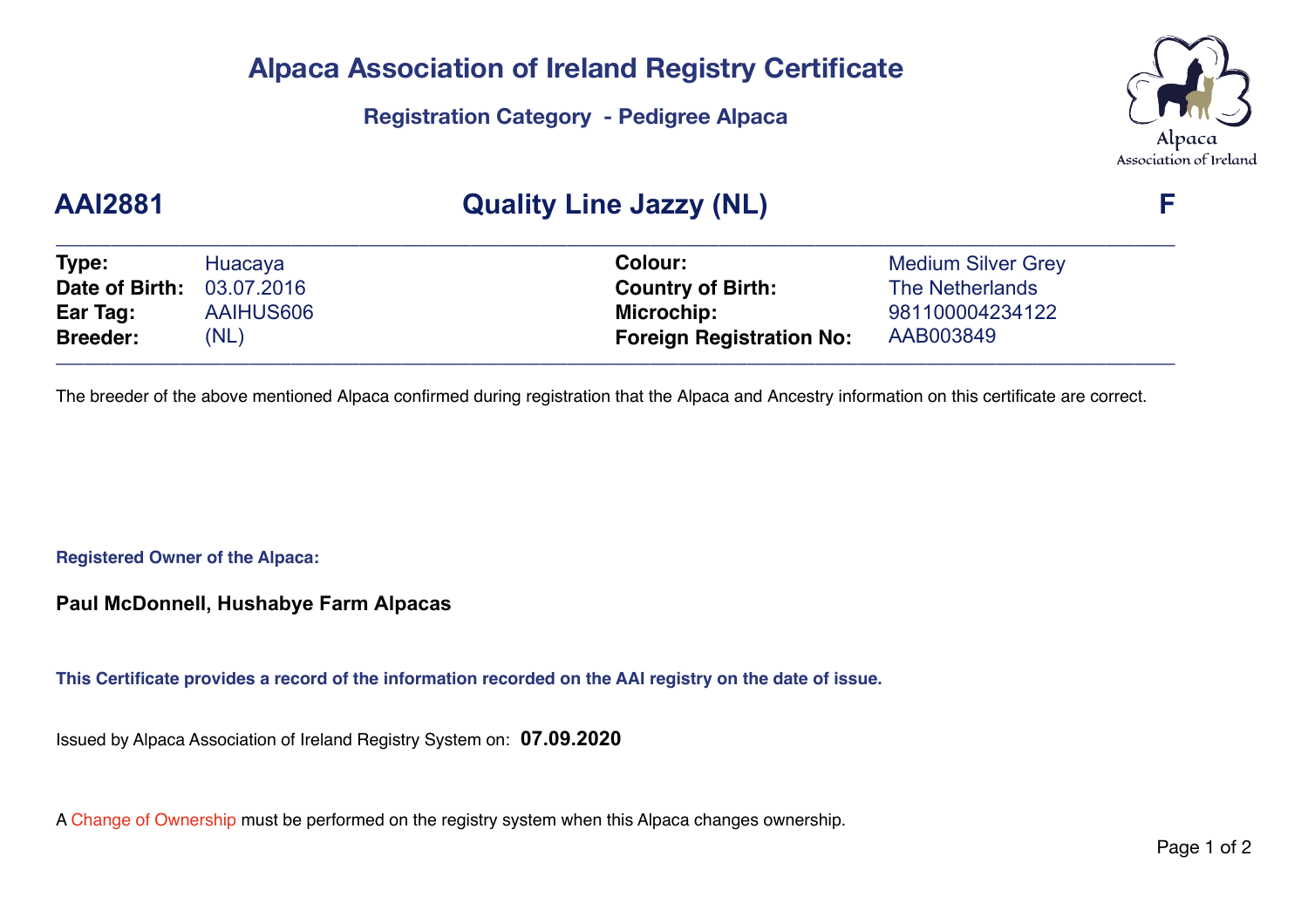# Alpaca Association of Ireland Registry Certificate

### Registration Category - Pedigree Alpaca

Alpaca
Association of Ireland

## AAI2881 — Quality Line Jazzy (NL) — F

| | | | |
|---|---|---|---|
| **Type:** | Huacaya | **Colour:** | Medium Silver Grey |
| **Date of Birth:** | 03.07.2016 | **Country of Birth:** | The Netherlands |
| **Ear Tag:** | AAIHUS606 | **Microchip:** | 981100004234122 |
| **Breeder:** | (NL) | **Foreign Registration No:** | AAB003849 |

The breeder of the above mentioned Alpaca confirmed during registration that the Alpaca and Ancestry information on this certificate are correct.

**Registered Owner of the Alpaca:**

**Paul McDonnell, Hushabye Farm Alpacas**

**This Certificate provides a record of the information recorded on the AAI registry on the date of issue.**

Issued by Alpaca Association of Ireland Registry System on: **07.09.2020**

A Change of Ownership must be performed on the registry system when this Alpaca changes ownership.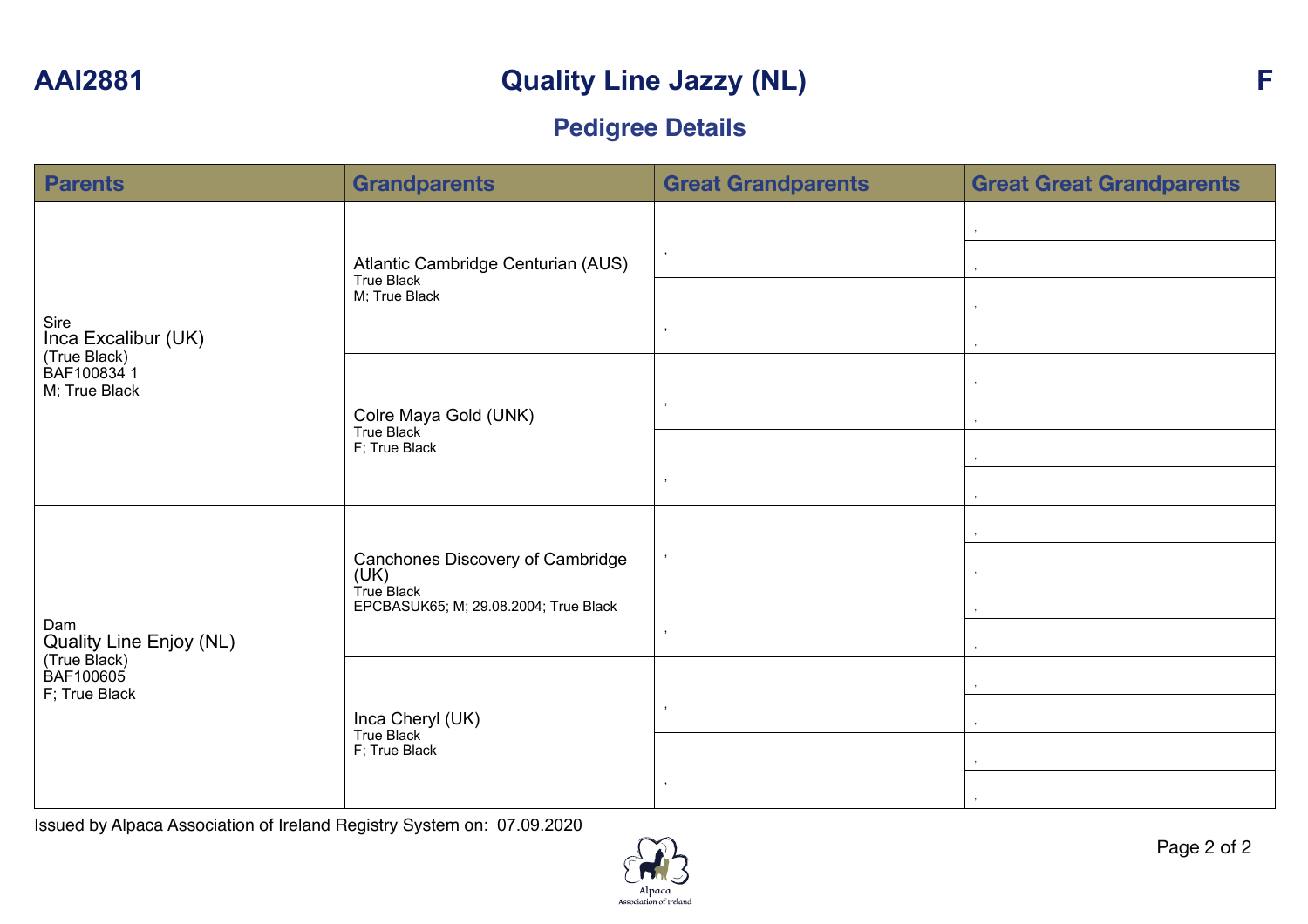# AAI2881 Quality Line Jazzy (NL) F

## Pedigree Details

| Parents | Grandparents | Great Grandparents | Great Great Grandparents |
|---|---|---|---|
| Sire<br>Inca Excalibur (UK)<br>(True Black)<br>BAF100834 1<br>M; True Black | Atlantic Cambridge Centurian (AUS)<br>True Black<br>M; True Black | , | , |
| | | | , |
| | | , | , |
| | | | , |
| | Colre Maya Gold (UNK)<br>True Black<br>F; True Black | , | , |
| | | | , |
| | | , | , |
| | | | , |
| Dam<br>Quality Line Enjoy (NL)<br>(True Black)<br>BAF100605<br>F; True Black | Canchones Discovery of Cambridge (UK)<br>True Black<br>EPCBASUK65; M; 29.08.2004; True Black | , | , |
| | | | , |
| | | , | , |
| | | | , |
| | Inca Cheryl (UK)<br>True Black<br>F; True Black | , | , |
| | | | , |
| | | , | , |
| | | | , |

Issued by Alpaca Association of Ireland Registry System on: 07.09.2020

Alpaca Association of Ireland